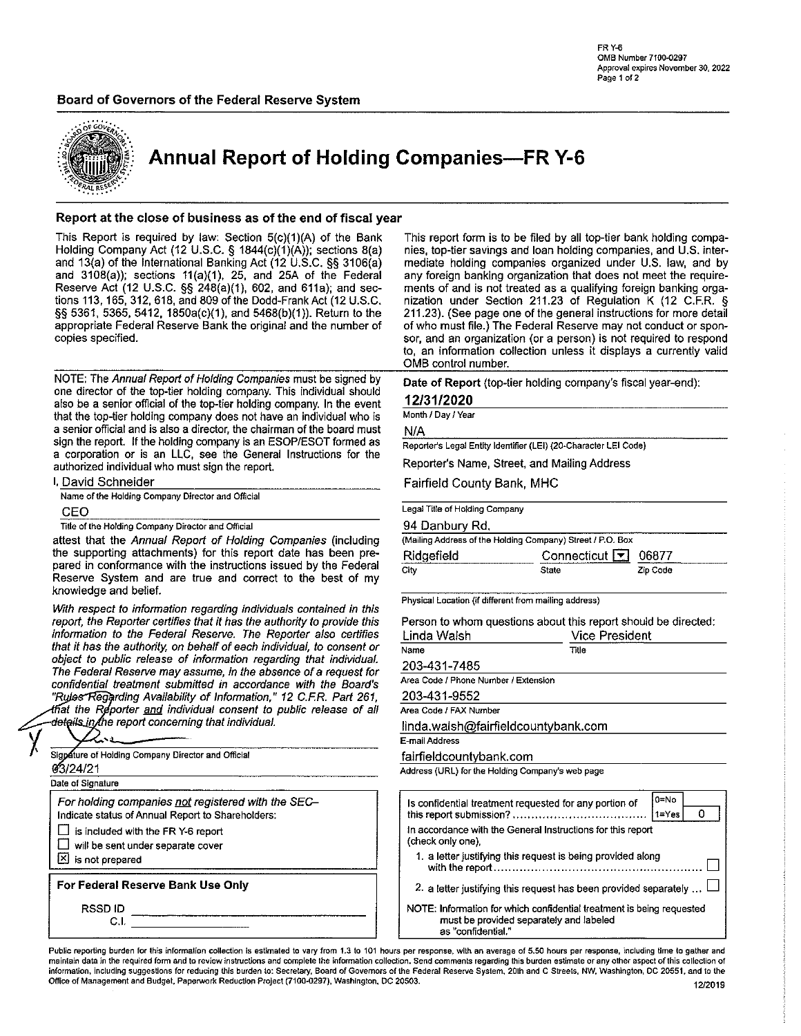FR Y-6
OMB Number 7100-0297
Approval expires November 30, 2022

**Board of Governors of the Federal Reserve System**

# Annual Report of Holding Companies—FR Y-6

### Report at the close of business as of the end of fiscal year

This Report is required by law: Section 5(c)(1)(A) of the Bank Holding Company Act (12 U.S.C. § 1844(c)(1)(A)); sections 8(a) and 13(a) of the International Banking Act (12 U.S.C. §§ 3106(a) and 3108(a)); sections 11(a)(1), 25, and 25A of the Federal Reserve Act (12 U.S.C. §§ 248(a)(1), 602, and 611a); and sections 113, 165, 312, 618, and 809 of the Dodd-Frank Act (12 U.S.C. §§ 5361, 5365, 5412, 1850a(c)(1), and 5468(b)(1)). Return to the appropriate Federal Reserve Bank the original and the number of copies specified.

This report form is to be filed by all top-tier bank holding companies, top-tier savings and loan holding companies, and U.S. intermediate holding companies organized under U.S. law, and by any foreign banking organization that does not meet the requirements of and is not treated as a qualifying foreign banking organization under Section 211.23 of Regulation K (12 C.F.R. § 211.23). (See page one of the general instructions for more detail of who must file.) The Federal Reserve may not conduct or sponsor, and an organization (or a person) is not required to respond to, an information collection unless it displays a currently valid OMB control number.

NOTE: The *Annual Report of Holding Companies* must be signed by one director of the top-tier holding company. This individual should also be a senior official of the top-tier holding company. In the event that the top-tier holding company does not have an individual who is a senior official and is also a director, the chairman of the board must sign the report. If the holding company is an ESOP/ESOT formed as a corporation or is an LLC, see the General Instructions for the authorized individual who must sign the report.

I, David Schneider
Name of the Holding Company Director and Official

CEO
Title of the Holding Company Director and Official

attest that the *Annual Report of Holding Companies* (including the supporting attachments) for this report date has been prepared in conformance with the instructions issued by the Federal Reserve System and are true and correct to the best of my knowledge and belief.

*With respect to information regarding individuals contained in this report, the Reporter certifies that it has the authority to provide this information to the Federal Reserve. The Reporter also certifies that it has the authority, on behalf of each individual, to consent or object to public release of information regarding that individual. The Federal Reserve may assume, in the absence of a request for confidential treatment submitted in accordance with the Board's "Rules Regarding Availability of Information," 12 C.F.R. Part 261, that the Reporter* ***and*** *individual consent to public release of all details in the report concerning that individual.*

X [Signature]
Signature of Holding Company Director and Official

03/24/21
Date of Signature

**Date of Report** (top-tier holding company's fiscal year-end):

**12/31/2020**
Month / Day / Year

N/A
Reporter's Legal Entity Identifier (LEI) (20-Character LEI Code)

Reporter's Name, Street, and Mailing Address

Fairfield County Bank, MHC
Legal Title of Holding Company

94 Danbury Rd.
(Mailing Address of the Holding Company) Street / P.O. Box

Ridgefield | Connecticut | 06877
City | State | Zip Code

Physical Location (if different from mailing address)

Person to whom questions about this report should be directed:

Linda Walsh | Vice President
Name | Title

203-431-7485
Area Code / Phone Number / Extension

203-431-9552
Area Code / FAX Number

linda.walsh@fairfieldcountybank.com
E-mail Address

fairfieldcountybank.com
Address (URL) for the Holding Company's web page

*For holding companies* ***not*** *registered with the SEC–*
Indicate status of Annual Report to Shareholders:

- ☐ is included with the FR Y-6 report
- ☐ will be sent under separate cover
- ☒ is not prepared

Is confidential treatment requested for any portion of this report submission? (0=No, 1=Yes) **0**

In accordance with the General Instructions for this report (check only one),

1. a letter justifying this request is being provided along with the report ☐
2. a letter justifying this request has been provided separately ☐

NOTE: Information for which confidential treatment is being requested must be provided separately and labeled as "confidential."

**For Federal Reserve Bank Use Only**

RSSD ID ______
C.I. ______

Public reporting burden for this information collection is estimated to vary from 1.3 to 101 hours per response, with an average of 5.50 hours per response, including time to gather and maintain data in the required form and to review instructions and complete the information collection. Send comments regarding this burden estimate or any other aspect of this collection of information, including suggestions for reducing this burden to: Secretary, Board of Governors of the Federal Reserve System, 20th and C Streets, NW, Washington, DC 20551, and to the Office of Management and Budget, Paperwork Reduction Project (7100-0297), Washington, DC 20503.

12/2019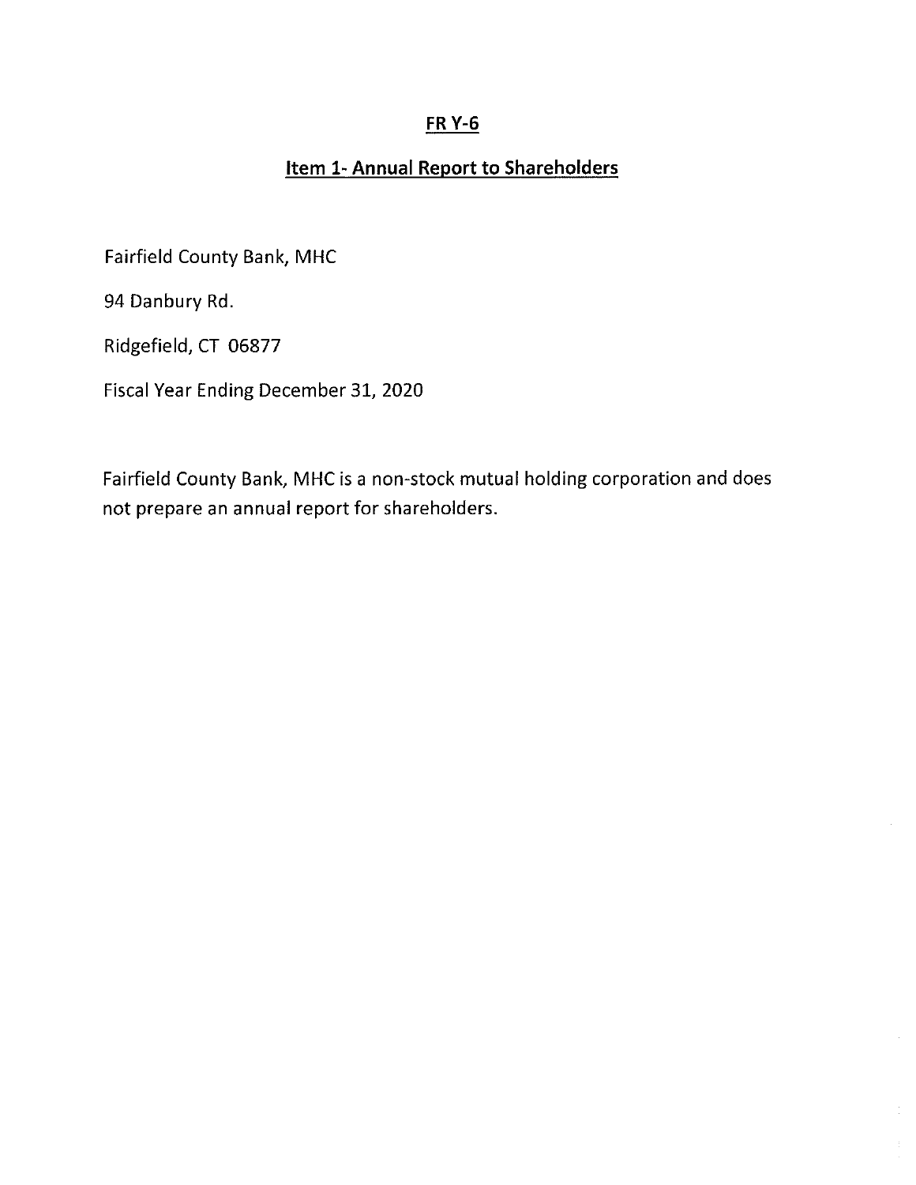# FR Y-6

## Item 1- Annual Report to Shareholders

Fairfield County Bank, MHC

94 Danbury Rd.

Ridgefield, CT 06877

Fiscal Year Ending December 31, 2020

Fairfield County Bank, MHC is a non-stock mutual holding corporation and does not prepare an annual report for shareholders.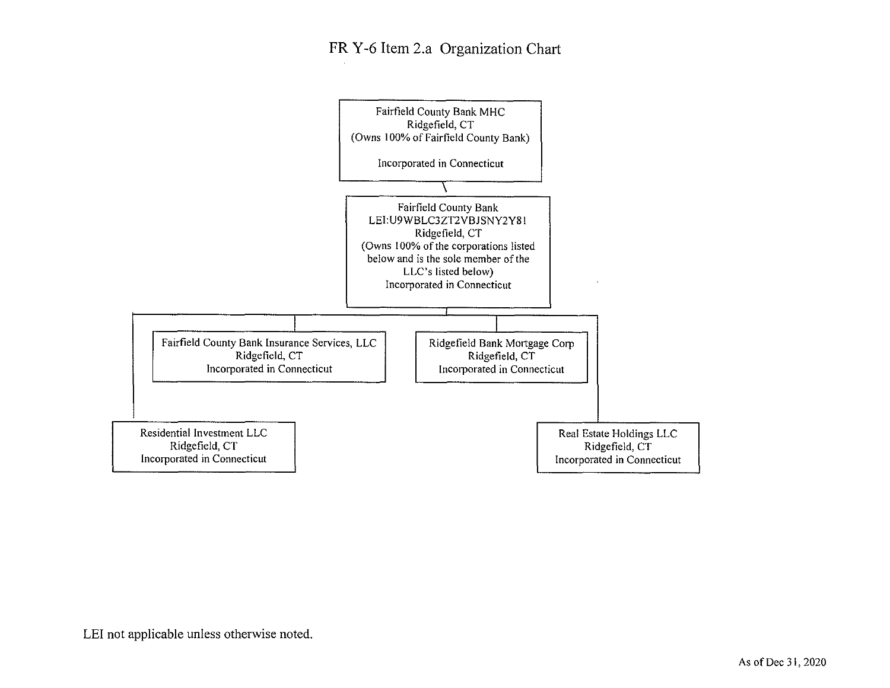# FR Y-6 Item 2.a Organization Chart

**Fairfield County Bank MHC**
Ridgefield, CT
(Owns 100% of Fairfield County Bank)

Incorporated in Connecticut

**Fairfield County Bank**
LEI:U9WBLC3ZT2VBJSNY2Y81
Ridgefield, CT
(Owns 100% of the corporations listed below and is the sole member of the LLC's listed below)
Incorporated in Connecticut

- **Fairfield County Bank Insurance Services, LLC**
  Ridgefield, CT
  Incorporated in Connecticut

- **Ridgefield Bank Mortgage Corp**
  Ridgefield, CT
  Incorporated in Connecticut

- **Residential Investment LLC**
  Ridgefield, CT
  Incorporated in Connecticut

- **Real Estate Holdings LLC**
  Ridgefield, CT
  Incorporated in Connecticut

LEI not applicable unless otherwise noted.

As of Dec 31, 2020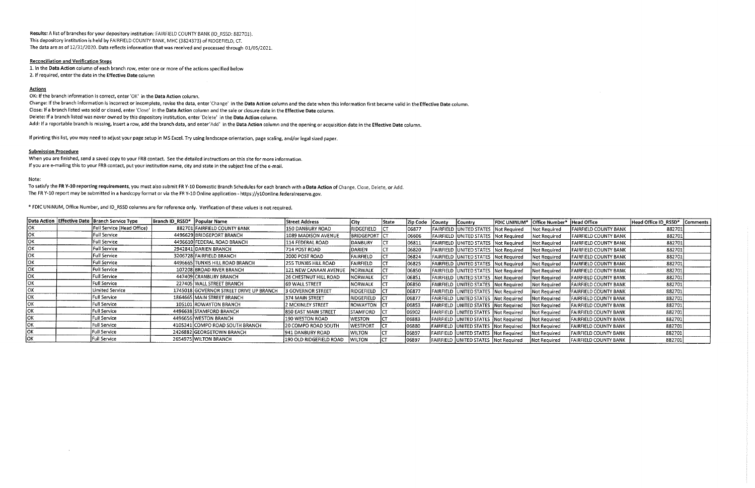**Results:** A list of branches for your depository institution: FAIRFIELD COUNTY BANK (ID_RSSD: 882701).
This depository institution is held by FAIRFIELD COUNTY BANK, MHC (3824373) of RIDGEFIELD, CT.
The data are as of 12/31/2020. Data reflects information that was received and processed through 01/05/2021.

**Reconciliation and Verification Steps**

1. In the **Data Action** column of each branch row, enter one or more of the actions specified below
2. If required, enter the date in the **Effective Date** column

**Actions**

OK: If the branch information is correct, enter 'OK' in the **Data Action** column.
Change: If the branch information is incorrect or incomplete, revise the data, enter 'Change' in the **Data Action** column and the date when this information first became valid in the **Effective Date** column.
Close: If a branch listed was sold or closed, enter 'Close' in the **Data Action** column and the sale or closure date in the **Effective Date** column.
Delete: If a branch listed was never owned by this depository institution, enter 'Delete' in the **Data Action** column.
Add: If a reportable branch is missing, insert a row, add the branch data, and enter 'Add' in the **Data Action** column and the opening or acquisition date in the **Effective Date** column.

If printing this list, you may need to adjust your page setup in MS Excel. Try using landscape orientation, page scaling, and/or legal sized paper.

**Submission Procedure**

When you are finished, send a saved copy to your FRB contact. See the detailed instructions on this site for more information.
If you are e-mailing this to your FRB contact, put your institution name, city and state in the subject line of the e-mail.

Note:
To satisfy the **FR Y-10 reporting requirements**, you must also submit FR Y-10 Domestic Branch Schedules for each branch with a **Data Action** of Change, Close, Delete, or Add.
The FR Y-10 report may be submitted in a hardcopy format or via the FR Y-10 Online application - https://y10online.federalreserve.gov.

\* FDIC UNINUM, Office Number, and ID_RSSD columns are for reference only. Verification of these values is not required.

| Data Action | Effective Date | Branch Service Type | Branch ID_RSSD* | Popular Name | Street Address | City | State | Zip Code | County | Country | FDIC UNINUM* | Office Number* | Head Office | Head Office ID_RSSD* | Comments |
|---|---|---|---|---|---|---|---|---|---|---|---|---|---|---|---|
| OK | | Full Service (Head Office) | 882701 | FAIRFIELD COUNTY BANK | 150 DANBURY ROAD | RIDGEFIELD | CT | 06877 | FAIRFIELD | UNITED STATES | Not Required | Not Required | FAIRFIELD COUNTY BANK | 882701 | |
| OK | | Full Service | 4496629 | BRIDGEPORT BRANCH | 1089 MADISON AVENUE | BRIDGEPORT | CT | 06606 | FAIRFIELD | UNITED STATES | Not Required | Not Required | FAIRFIELD COUNTY BANK | 882701 | |
| OK | | Full Service | 4496610 | FEDERAL ROAD BRANCH | 114 FEDERAL ROAD | DANBURY | CT | 06811 | FAIRFIELD | UNITED STATES | Not Required | Not Required | FAIRFIELD COUNTY BANK | 882701 | |
| OK | | Full Service | 2942841 | DARIEN BRANCH | 714 POST ROAD | DARIEN | CT | 06820 | FAIRFIELD | UNITED STATES | Not Required | Not Required | FAIRFIELD COUNTY BANK | 882701 | |
| OK | | Full Service | 3206728 | FAIRFIELD BRANCH | 2000 POST ROAD | FAIRFIELD | CT | 06824 | FAIRFIELD | UNITED STATES | Not Required | Not Required | FAIRFIELD COUNTY BANK | 882701 | |
| OK | | Full Service | 4496665 | TUNXIS HILL ROAD BRANCH | 255 TUNXIS HILL ROAD | FAIRFIELD | CT | 06825 | FAIRFIELD | UNITED STATES | Not Required | Not Required | FAIRFIELD COUNTY BANK | 882701 | |
| OK | | Full Service | 107208 | BROAD RIVER BRANCH | 121 NEW CANAAN AVENUE | NORWALK | CT | 06850 | FAIRFIELD | UNITED STATES | Not Required | Not Required | FAIRFIELD COUNTY BANK | 882701 | |
| OK | | Full Service | 447409 | CRANBURY BRANCH | 26 CHESTNUT HILL ROAD | NORWALK | CT | 06851 | FAIRFIELD | UNITED STATES | Not Required | Not Required | FAIRFIELD COUNTY BANK | 882701 | |
| OK | | Full Service | 227405 | WALL STREET BRANCH | 69 WALL STREET | NORWALK | CT | 06850 | FAIRFIELD | UNITED STATES | Not Required | Not Required | FAIRFIELD COUNTY BANK | 882701 | |
| OK | | Limited Service | 1745018 | GOVERNOR STREET DRIVE UP BRANCH | 3 GOVERNOR STREET | RIDGEFIELD | CT | 06877 | FAIRFIELD | UNITED STATES | Not Required | Not Required | FAIRFIELD COUNTY BANK | 882701 | |
| OK | | Full Service | 1864665 | MAIN STREET BRANCH | 374 MAIN STREET | RIDGEFIELD | CT | 06877 | FAIRFIELD | UNITED STATES | Not Required | Not Required | FAIRFIELD COUNTY BANK | 882701 | |
| OK | | Full Service | 105101 | ROWAYTON BRANCH | 2 MCKINLEY STREET | ROWAYTON | CT | 06853 | FAIRFIELD | UNITED STATES | Not Required | Not Required | FAIRFIELD COUNTY BANK | 882701 | |
| OK | | Full Service | 4496638 | STAMFORD BRANCH | 850 EAST MAIN STREET | STAMFORD | CT | 06902 | FAIRFIELD | UNITED STATES | Not Required | Not Required | FAIRFIELD COUNTY BANK | 882701 | |
| OK | | Full Service | 4496656 | WESTON BRANCH | 190 WESTON ROAD | WESTON | CT | 06883 | FAIRFIELD | UNITED STATES | Not Required | Not Required | FAIRFIELD COUNTY BANK | 882701 | |
| OK | | Full Service | 4105341 | COMPO ROAD SOUTH BRANCH | 20 COMPO ROAD SOUTH | WESTPORT | CT | 06880 | FAIRFIELD | UNITED STATES | Not Required | Not Required | FAIRFIELD COUNTY BANK | 882701 | |
| OK | | Full Service | 2426882 | GEORGETOWN BRANCH | 941 DANBURY ROAD | WILTON | CT | 06897 | FAIRFIELD | UNITED STATES | Not Required | Not Required | FAIRFIELD COUNTY BANK | 882701 | |
| OK | | Full Service | 2654975 | WILTON BRANCH | 190 OLD RIDGEFIELD ROAD | WILTON | CT | 06897 | FAIRFIELD | UNITED STATES | Not Required | Not Required | FAIRFIELD COUNTY BANK | 882701 | |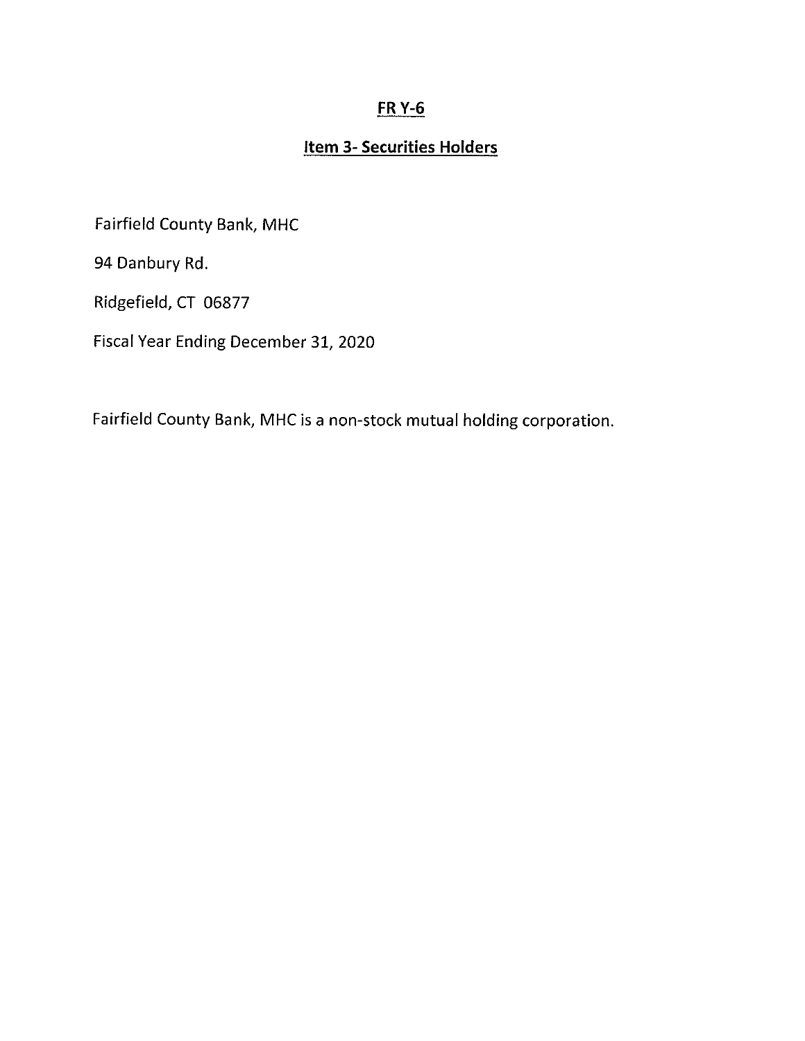# FR Y-6

## Item 3- Securities Holders

Fairfield County Bank, MHC

94 Danbury Rd.

Ridgefield, CT 06877

Fiscal Year Ending December 31, 2020

Fairfield County Bank, MHC is a non-stock mutual holding corporation.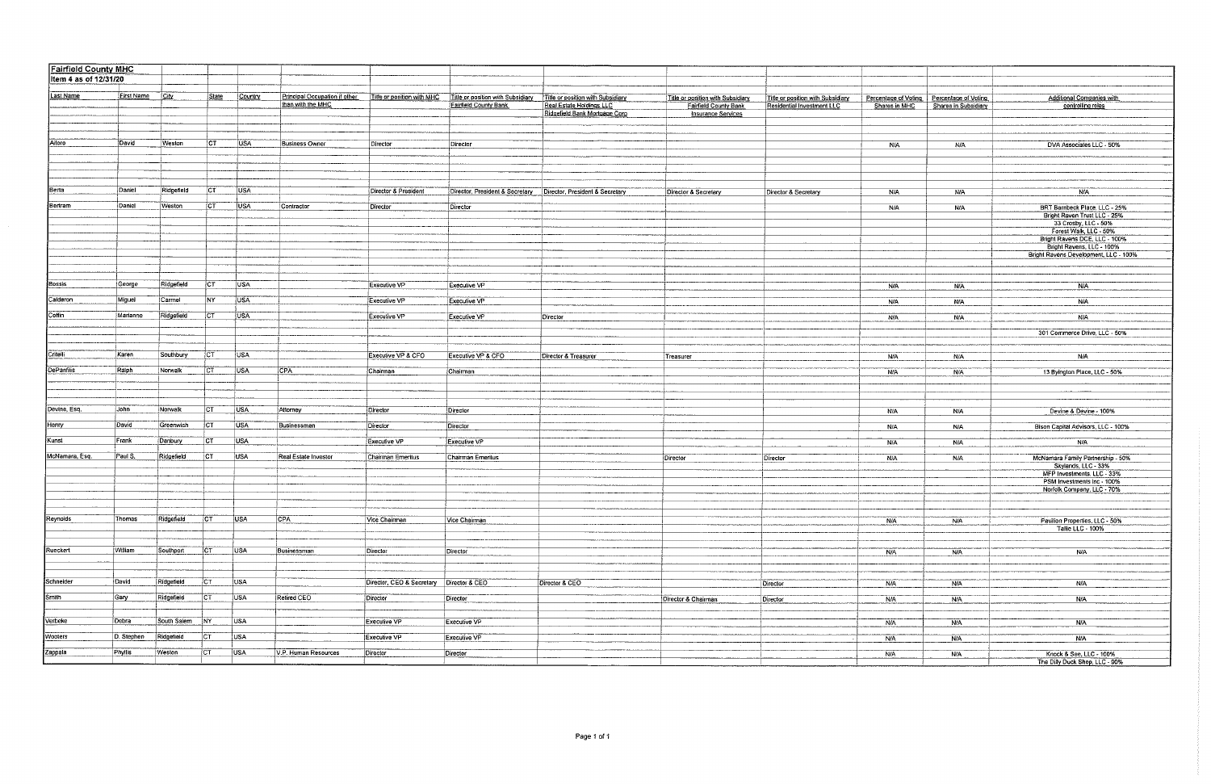**Fairfield County MHC**
**Item 4 as of 12/31/20**

| Last Name | First Name | City | State | Country | Principal Occupation if other than with the MHC | Title or position with MHC | Title or position with Subsidiary Fairfield County Bank | Title or position with Subsidiary Real Estate Holdings LLC Ridgefield Bank Mortgage Corp | Title or position with Subsidiary Fairfield County Bank Insurance Services | Title or position with Subsidiary Residential Investment LLC | Percentage of Voting Shares in MHC | Percentage of Voting Shares in Subsidiary | Additional Companies with controlling roles |
|---|---|---|---|---|---|---|---|---|---|---|---|---|---|
| Aitoro | David | Weston | CT | USA | Business Owner | Director | Director | | | | N/A | N/A | DVA Associates LLC - 50% |
| Berra | Daniel | Ridgefield | CT | USA | | Director & President | Director, President & Secretary | Director, President & Secretary | Director & Secretary | Director & Secretary | N/A | N/A | N/A |
| Bertram | Daniel | Weston | CT | USA | Contractor | Director | Director | | | | N/A | N/A | BRT Barnbeck Place, LLC - 25% |
| | | | | | | | | | | | | | Bright Raven Trust LLC - 25% |
| | | | | | | | | | | | | | 33 Crosby, LLC - 50% |
| | | | | | | | | | | | | | Forest Walk, LLC - 50% |
| | | | | | | | | | | | | | Bright Ravens DCE, LLC - 100% |
| | | | | | | | | | | | | | Bright Ravens, LLC - 100% |
| | | | | | | | | | | | | | Bright Ravens Development, LLC - 100% |
| Bossis | George | Ridgefield | CT | USA | | Executive VP | Executive VP | | | | N/A | N/A | N/A |
| Calderon | Miguel | Carmel | NY | USA | | Executive VP | Executive VP | | | | N/A | N/A | N/A |
| Coffin | Marianne | Ridgefield | CT | USA | | Executive VP | Executive VP | Director | | | N/A | N/A | N/A |
| | | | | | | | | | | | | | 301 Commerce Drive, LLC - 50% |
| Critelli | Karen | Southbury | CT | USA | | Executive VP & CFO | Executive VP & CFO | Director & Treasurer | Treasurer | | N/A | N/A | N/A |
| DePanfilis | Ralph | Norwalk | CT | USA | CPA | Chairman | Chairman | | | | N/A | N/A | 13 Byington Place, LLC - 50% |
| Devine, Esq. | John | Norwalk | CT | USA | Attorney | Director | Director | | | | N/A | N/A | Devine & Devine - 100% |
| Henry | David | Greenwich | CT | USA | Businessman | Director | Director | | | | N/A | N/A | Bison Capital Advisors, LLC - 100% |
| Kunst | Frank | Danbury | CT | USA | | Executive VP | Executive VP | | | | N/A | N/A | N/A |
| McNamara, Esq. | Paul S. | Ridgefield | CT | USA | Real Estate Investor | Chairman Emeritus | Chairman Emeritus | | Director | Director | N/A | N/A | McNamara Family Partnership - 50% |
| | | | | | | | | | | | | | Skylands, LLC - 33% |
| | | | | | | | | | | | | | MFP Investments, LLC - 33% |
| | | | | | | | | | | | | | PSM Investments Inc - 100% |
| | | | | | | | | | | | | | Norfolk Company, LLC - 70% |
| Reynolds | Thomas | Ridgefield | CT | USA | CPA | Vice Chairman | Vice Chairman | | | | N/A | N/A | Pavilion Properties, LLC - 50% |
| | | | | | | | | | | | | | Tallic LLC - 100% |
| Rueckert | William | Southport | CT | USA | Businessman | Director | Director | | | | N/A | N/A | N/A |
| Schneider | David | Ridgefield | CT | USA | | Director, CEO & Secretary | Director & CEO | Director & CEO | | Director | N/A | N/A | N/A |
| Smith | Gary | Ridgefield | CT | USA | Retired CEO | Director | Director | | Director & Chairman | Director | N/A | N/A | N/A |
| Verbeke | Debra | South Salem | NY | USA | | Executive VP | Executive VP | | | | N/A | N/A | N/A |
| Wooters | D. Stephen | Ridgefield | CT | USA | | Executive VP | Executive VP | | | | N/A | N/A | N/A |
| Zappala | Phyllis | Weston | CT | USA | V.P. Human Resources | Director | Director | | | | N/A | N/A | Knock & See, LLC - 100% |
| | | | | | | | | | | | | | The Dilly Duck Shop, LLC - 90% |